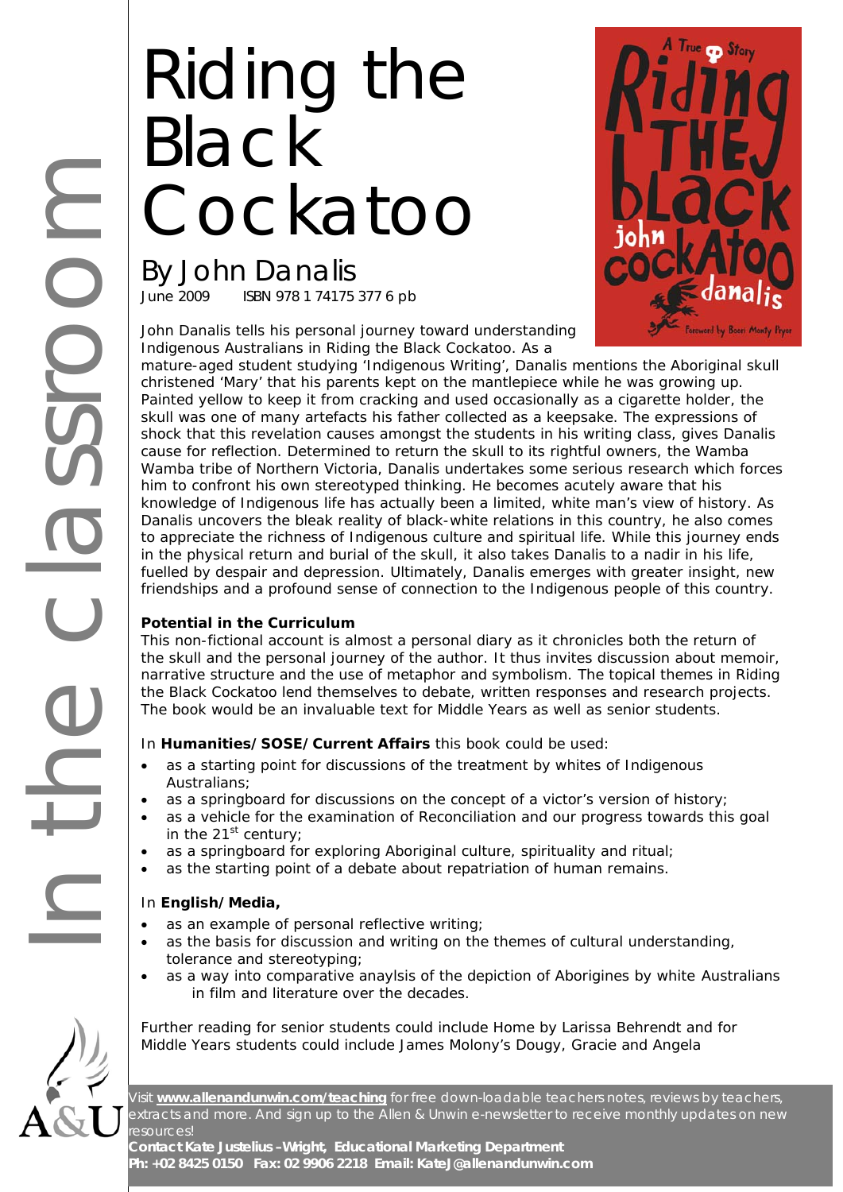# Riding the Black Cockatoo

## By John Danalis

June 2009 ISBN 978 1 74175 377 6 pb

John Danalis tells his personal journey toward understanding Indigenous Australians in Riding the Black Cockatoo. As a mature-aged student studying 'Indigenous Writing', Danalis mentions the Aboriginal skull christened 'Mary' that his parents kept on the mantlepiece while he was growing up. Painted yellow to keep it from cracking and used occasionally as a cigarette holder, the skull was one of many artefacts his father collected as a keepsake. The expressions of shock that this revelation causes amongst the students in his writing class, gives Danalis cause for reflection. Determined to return the skull to its rightful owners, the Wamba Wamba tribe of Northern Victoria, Danalis undertakes some serious research which forces him to confront his own stereotyped thinking. He becomes acutely aware that his knowledge of Indigenous life has actually been a limited, white man's view of history. As Danalis uncovers the bleak reality of black-white relations in this country, he also comes to appreciate the richness of Indigenous culture and spiritual life. While this journey ends in the physical return and burial of the skull, it also takes Danalis to a nadir in his life, fuelled by despair and depression. Ultimately, Danalis emerges with greater insight, new friendships and a profound sense of connection to the Indigenous people of this country.

**Potential in the Curriculum**

This non-fictional account is almost a personal diary as it chronicles both the return of the skull and the personal journey of the author. It thus invites discussion about memoir, narrative structure and the use of metaphor and symbolism. The topical themes in Riding the Black Cockatoo lend themselves to debate, written responses and research projects. The book would be an invaluable text for Middle Years as well as senior students.

In **Humanities/SOSE/Current Affairs** this book could be used:

- as a starting point for discussions of the treatment by whites of Indigenous Australians;
- as a springboard for discussions on the concept of a victor's version of history;
- as a vehicle for the examination of Reconciliation and our progress towards this goal in the 21st century;
- as a springboard for exploring Aboriginal culture, spirituality and ritual;
- as the starting point of a debate about repatriation of human remains.

In **English/Media,**

- as an example of personal reflective writing;
- as the basis for discussion and writing on the themes of cultural understanding, tolerance and stereotyping;
- as a way into comparative anaylsis of the depiction of Aborigines by white Australians in film and literature over the decades.

Further reading for senior students could include Home by Larissa Behrendt and for Middle Years students could include James Molony's Dougy, Gracie and Angela

Visit **www.allenandunwin.com/teaching** for free down-loadable teachers notes, reviews by teachers, extracts and more. And sign up to the Allen & Unwin e-newsletter to receive monthly updates on new resources!

**Contact Kate Justelius –Wright, Educational Marketing Department**
**Ph: +02 8425 0150 Fax: 02 9906 2218 Email: KateJ@allenandunwin.com**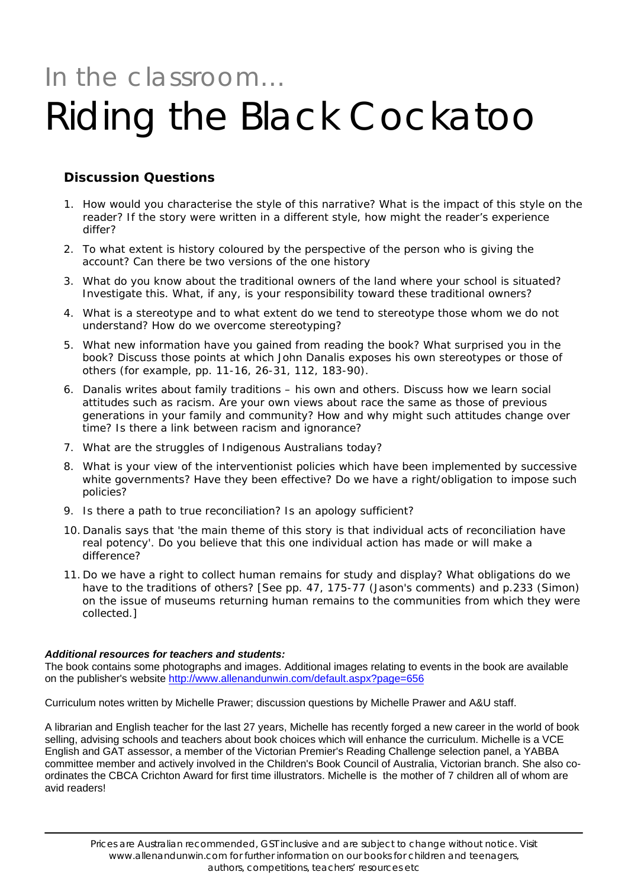# In the classroom…

# Riding the Black Cockatoo

### Discussion Questions

1. How would you characterise the style of this narrative? What is the impact of this style on the reader? If the story were written in a different style, how might the reader's experience differ?
2. To what extent is history coloured by the perspective of the person who is giving the account? Can there be two versions of the one history
3. What do you know about the traditional owners of the land where your school is situated? Investigate this. What, if any, is your responsibility toward these traditional owners?
4. What is a stereotype and to what extent do we tend to stereotype those whom we do not understand? How do we overcome stereotyping?
5. What new information have you gained from reading the book? What surprised you in the book? Discuss those points at which John Danalis exposes his own stereotypes or those of others (for example, pp. 11-16, 26-31, 112, 183-90).
6. Danalis writes about family traditions – his own and others. Discuss how we learn social attitudes such as racism. Are your own views about race the same as those of previous generations in your family and community? How and why might such attitudes change over time? Is there a link between racism and ignorance?
7. What are the struggles of Indigenous Australians today?
8. What is your view of the interventionist policies which have been implemented by successive white governments? Have they been effective? Do we have a right/obligation to impose such policies?
9. Is there a path to true reconciliation? Is an apology sufficient?
10. Danalis says that 'the main theme of this story is that individual acts of reconciliation have real potency'. Do you believe that this one individual action has made or will make a difference?
11. Do we have a right to collect human remains for study and display? What obligations do we have to the traditions of others? [See pp. 47, 175-77 (Jason's comments) and p.233 (Simon) on the issue of museums returning human remains to the communities from which they were collected.]

***Additional resources for teachers and students:***

The book contains some photographs and images. Additional images relating to events in the book are available on the publisher's website http://www.allenandunwin.com/default.aspx?page=656

Curriculum notes written by Michelle Prawer; discussion questions by Michelle Prawer and A&U staff.

A librarian and English teacher for the last 27 years, Michelle has recently forged a new career in the world of book selling, advising schools and teachers about book choices which will enhance the curriculum. Michelle is a VCE English and GAT assessor, a member of the Victorian Premier's Reading Challenge selection panel, a YABBA committee member and actively involved in the Children's Book Council of Australia, Victorian branch. She also co-ordinates the CBCA Crichton Award for first time illustrators. Michelle is the mother of 7 children all of whom are avid readers!

*Prices are Australian recommended, GST inclusive and are subject to change without notice. Visit www.allenandunwin.com for further information on our books for children and teenagers, authors, competitions, teachers' resources etc*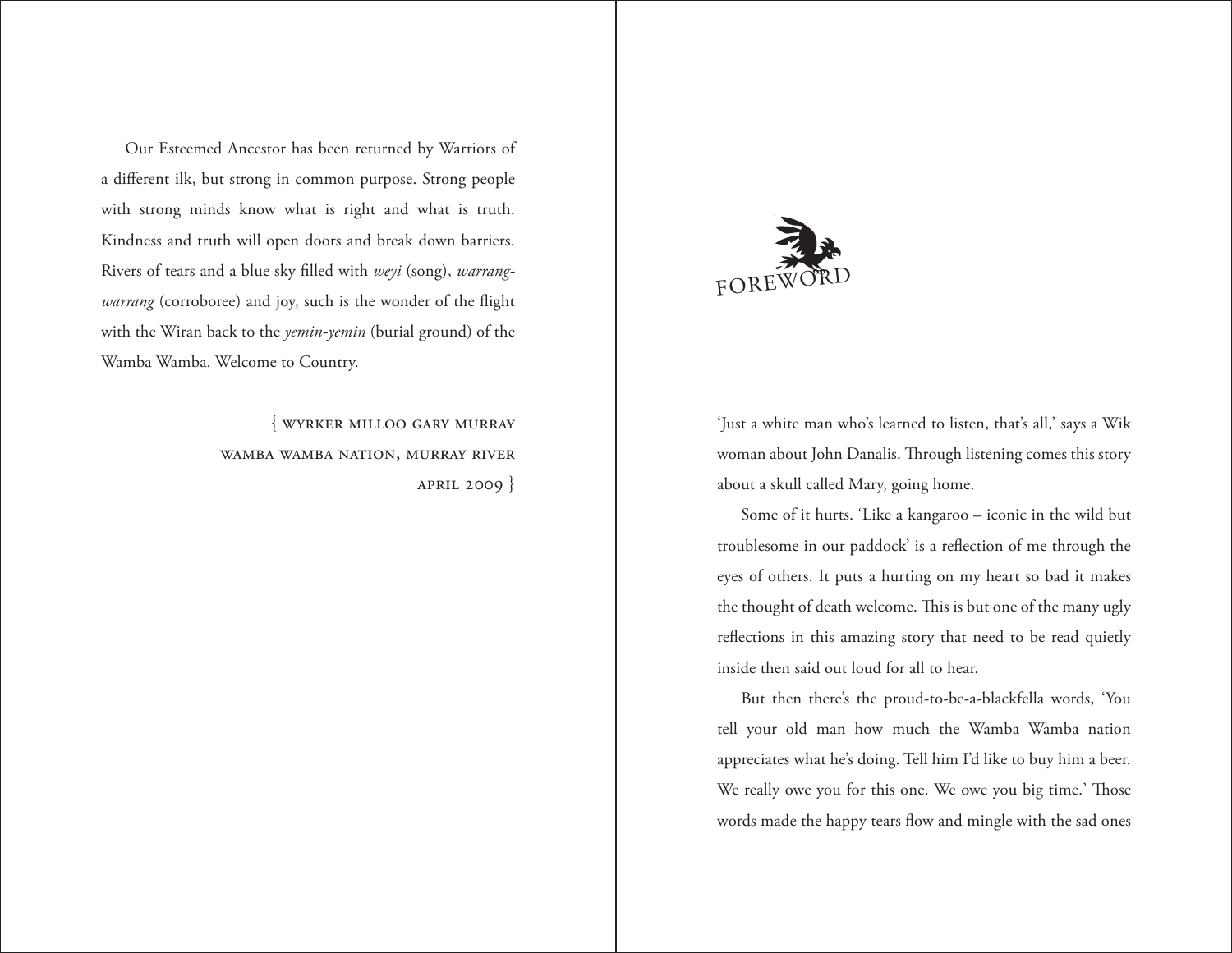Our Esteemed Ancestor has been returned by Warriors of a different ilk, but strong in common purpose. Strong people with strong minds know what is right and what is truth. Kindness and truth will open doors and break down barriers. Rivers of tears and a blue sky filled with *weyi* (song), *warrang-warrang* (corroboree) and joy, such is the wonder of the flight with the Wiran back to the *yemin-yemin* (burial ground) of the Wamba Wamba. Welcome to Country.

{ WYRKER MILLOO GARY MURRAY
WAMBA WAMBA NATION, MURRAY RIVER
APRIL 2009 }

# FOREWORD

'Just a white man who's learned to listen, that's all,' says a Wik woman about John Danalis. Through listening comes this story about a skull called Mary, going home.

Some of it hurts. 'Like a kangaroo – iconic in the wild but troublesome in our paddock' is a reflection of me through the eyes of others. It puts a hurting on my heart so bad it makes the thought of death welcome. This is but one of the many ugly reflections in this amazing story that need to be read quietly inside then said out loud for all to hear.

But then there's the proud-to-be-a-blackfella words, 'You tell your old man how much the Wamba Wamba nation appreciates what he's doing. Tell him I'd like to buy him a beer. We really owe you for this one. We owe you big time.' Those words made the happy tears flow and mingle with the sad ones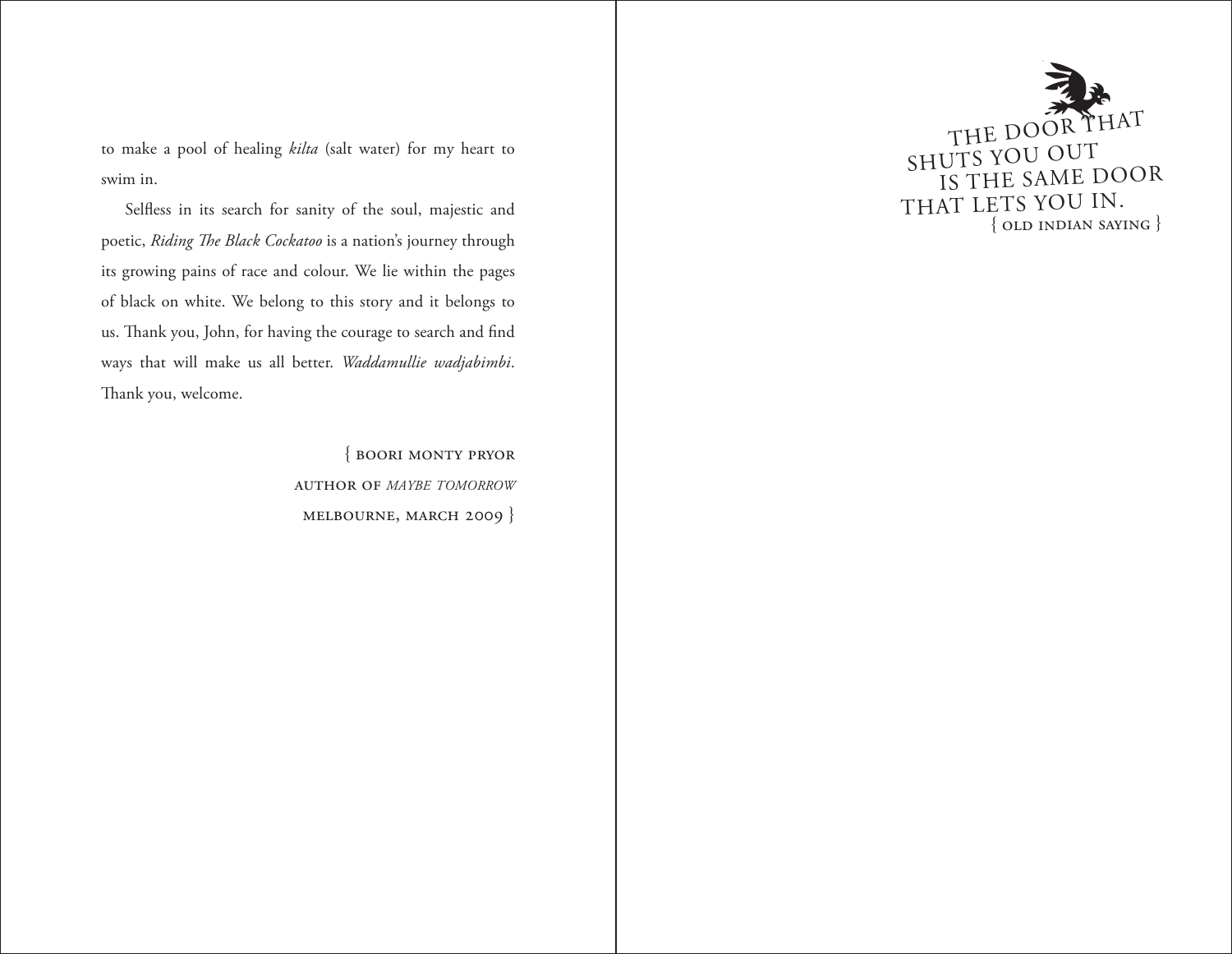to make a pool of healing *kilta* (salt water) for my heart to swim in.

Selfless in its search for sanity of the soul, majestic and poetic, *Riding The Black Cockatoo* is a nation's journey through its growing pains of race and colour. We lie within the pages of black on white. We belong to this story and it belongs to us. Thank you, John, for having the courage to search and find ways that will make us all better. *Waddamullie wadjabimbi*. Thank you, welcome.

{ BOORI MONTY PRYOR
AUTHOR OF *MAYBE TOMORROW*
MELBOURNE, MARCH 2009 }

THE DOOR THAT
SHUTS YOU OUT
IS THE SAME DOOR
THAT LETS YOU IN.
{ OLD INDIAN SAYING }